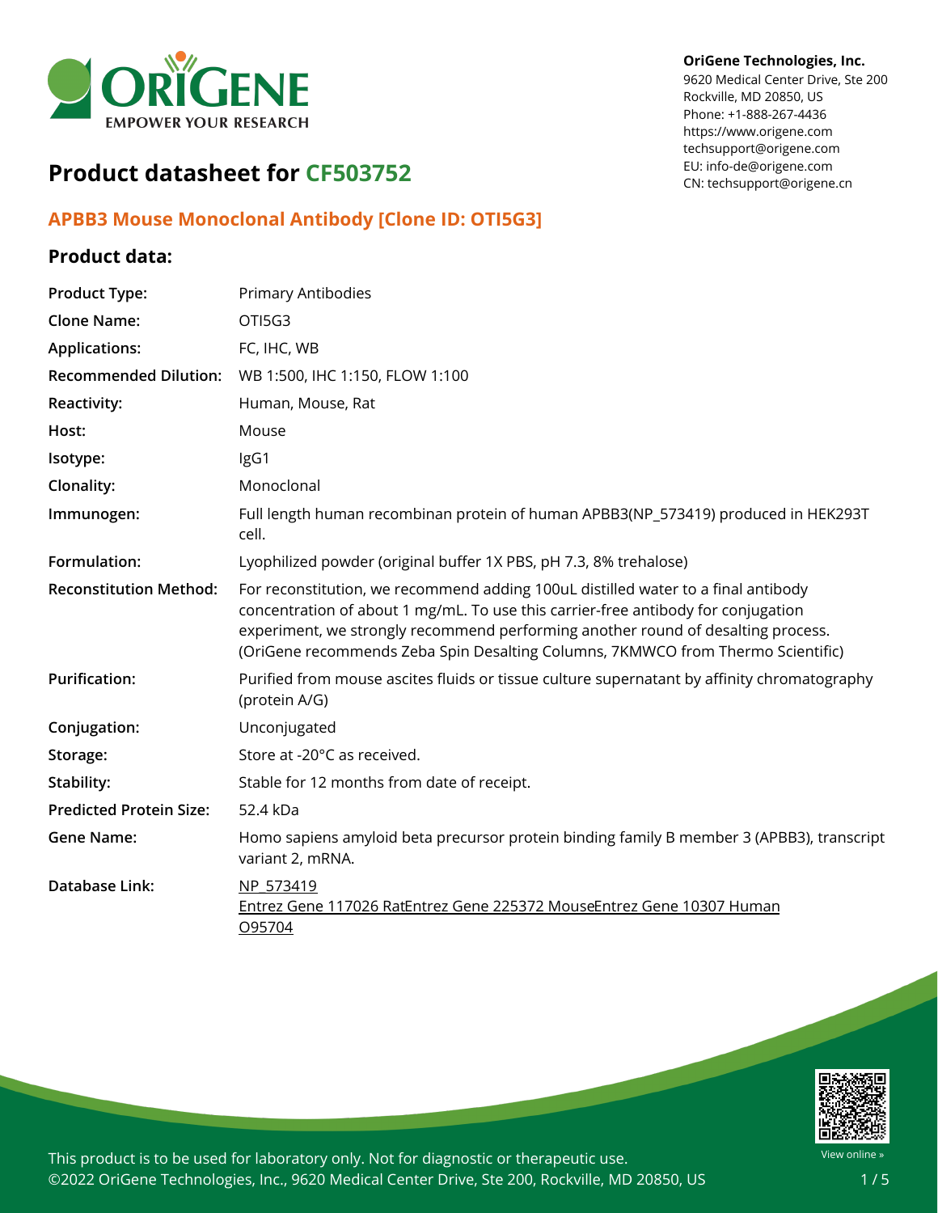OriGene Technologies, Inc.
9620 Medical Center Drive, Ste 200
Rockville, MD 20850, US
Phone: +1-888-267-4436
https://www.origene.com
techsupport@origene.com
EU: info-de@origene.com
CN: techsupport@origene.cn

# Product datasheet for CF503752

## APBB3 Mouse Monoclonal Antibody [Clone ID: OTI5G3]

### Product data:

| | |
|---|---|
| **Product Type:** | Primary Antibodies |
| **Clone Name:** | OTI5G3 |
| **Applications:** | FC, IHC, WB |
| **Recommended Dilution:** | WB 1:500, IHC 1:150, FLOW 1:100 |
| **Reactivity:** | Human, Mouse, Rat |
| **Host:** | Mouse |
| **Isotype:** | IgG1 |
| **Clonality:** | Monoclonal |
| **Immunogen:** | Full length human recombinan protein of human APBB3(NP_573419) produced in HEK293T cell. |
| **Formulation:** | Lyophilized powder (original buffer 1X PBS, pH 7.3, 8% trehalose) |
| **Reconstitution Method:** | For reconstitution, we recommend adding 100uL distilled water to a final antibody concentration of about 1 mg/mL. To use this carrier-free antibody for conjugation experiment, we strongly recommend performing another round of desalting process. (OriGene recommends Zeba Spin Desalting Columns, 7KMWCO from Thermo Scientific) |
| **Purification:** | Purified from mouse ascites fluids or tissue culture supernatant by affinity chromatography (protein A/G) |
| **Conjugation:** | Unconjugated |
| **Storage:** | Store at -20°C as received. |
| **Stability:** | Stable for 12 months from date of receipt. |
| **Predicted Protein Size:** | 52.4 kDa |
| **Gene Name:** | Homo sapiens amyloid beta precursor protein binding family B member 3 (APBB3), transcript variant 2, mRNA. |
| **Database Link:** | NP_573419<br>Entrez Gene 117026 RatEntrez Gene 225372 MouseEntrez Gene 10307 Human<br>O95704 |

This product is to be used for laboratory only. Not for diagnostic or therapeutic use.
©2022 OriGene Technologies, Inc., 9620 Medical Center Drive, Ste 200, Rockville, MD 20850, US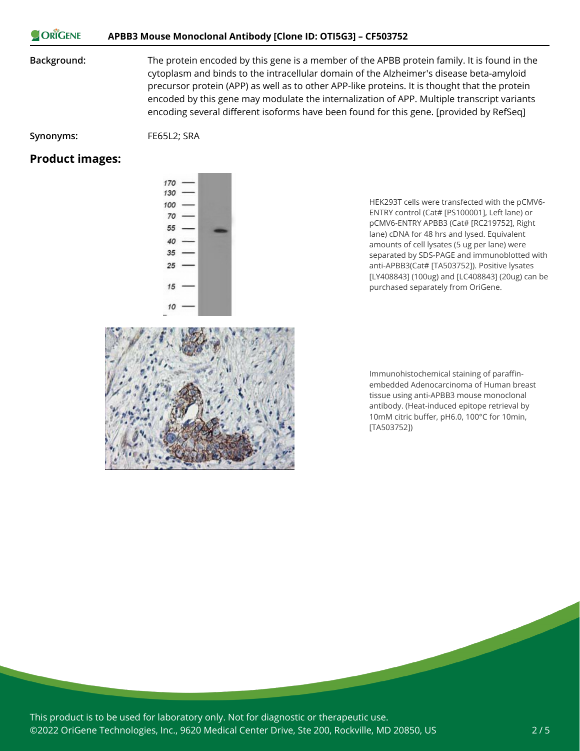**Background:** The protein encoded by this gene is a member of the APBB protein family. It is found in the cytoplasm and binds to the intracellular domain of the Alzheimer's disease beta-amyloid precursor protein (APP) as well as to other APP-like proteins. It is thought that the protein encoded by this gene may modulate the internalization of APP. Multiple transcript variants encoding several different isoforms have been found for this gene. [provided by RefSeq]

**Synonyms:** FE65L2; SRA

## Product images:

HEK293T cells were transfected with the pCMV6-ENTRY control (Cat# [PS100001], Left lane) or pCMV6-ENTRY APBB3 (Cat# [RC219752], Right lane) cDNA for 48 hrs and lysed. Equivalent amounts of cell lysates (5 ug per lane) were separated by SDS-PAGE and immunoblotted with anti-APBB3(Cat# [TA503752]). Positive lysates [LY408843] (100ug) and [LC408843] (20ug) can be purchased separately from OriGene.

Immunohistochemical staining of paraffin-embedded Adenocarcinoma of Human breast tissue using anti-APBB3 mouse monoclonal antibody. (Heat-induced epitope retrieval by 10mM citric buffer, pH6.0, 100°C for 10min, [TA503752])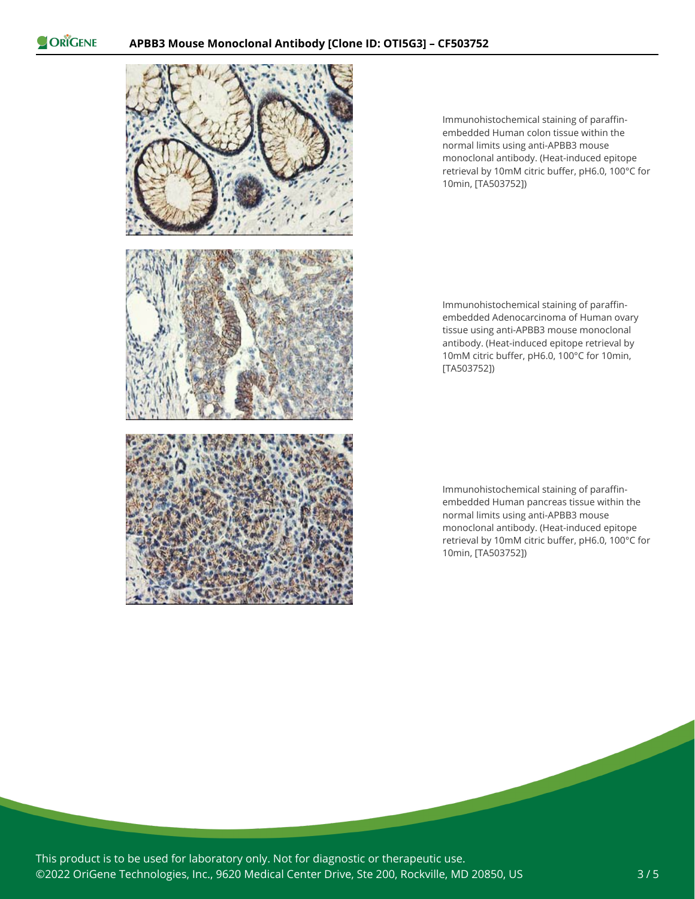Immunohistochemical staining of paraffin-embedded Human colon tissue within the normal limits using anti-APBB3 mouse monoclonal antibody. (Heat-induced epitope retrieval by 10mM citric buffer, pH6.0, 100°C for 10min, [TA503752])

Immunohistochemical staining of paraffin-embedded Adenocarcinoma of Human ovary tissue using anti-APBB3 mouse monoclonal antibody. (Heat-induced epitope retrieval by 10mM citric buffer, pH6.0, 100°C for 10min, [TA503752])

Immunohistochemical staining of paraffin-embedded Human pancreas tissue within the normal limits using anti-APBB3 mouse monoclonal antibody. (Heat-induced epitope retrieval by 10mM citric buffer, pH6.0, 100°C for 10min, [TA503752])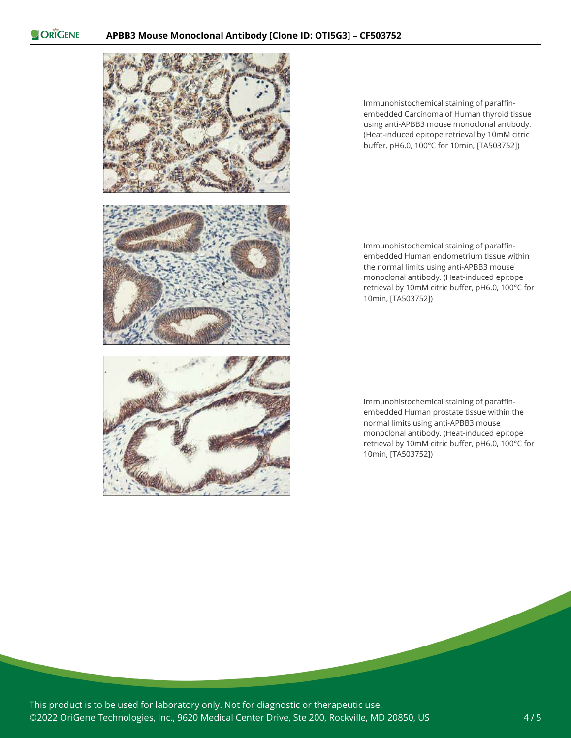Immunohistochemical staining of paraffin-embedded Carcinoma of Human thyroid tissue using anti-APBB3 mouse monoclonal antibody. (Heat-induced epitope retrieval by 10mM citric buffer, pH6.0, 100°C for 10min, [TA503752])

Immunohistochemical staining of paraffin-embedded Human endometrium tissue within the normal limits using anti-APBB3 mouse monoclonal antibody. (Heat-induced epitope retrieval by 10mM citric buffer, pH6.0, 100°C for 10min, [TA503752])

Immunohistochemical staining of paraffin-embedded Human prostate tissue within the normal limits using anti-APBB3 mouse monoclonal antibody. (Heat-induced epitope retrieval by 10mM citric buffer, pH6.0, 100°C for 10min, [TA503752])

This product is to be used for laboratory only. Not for diagnostic or therapeutic use.
©2022 OriGene Technologies, Inc., 9620 Medical Center Drive, Ste 200, Rockville, MD 20850, US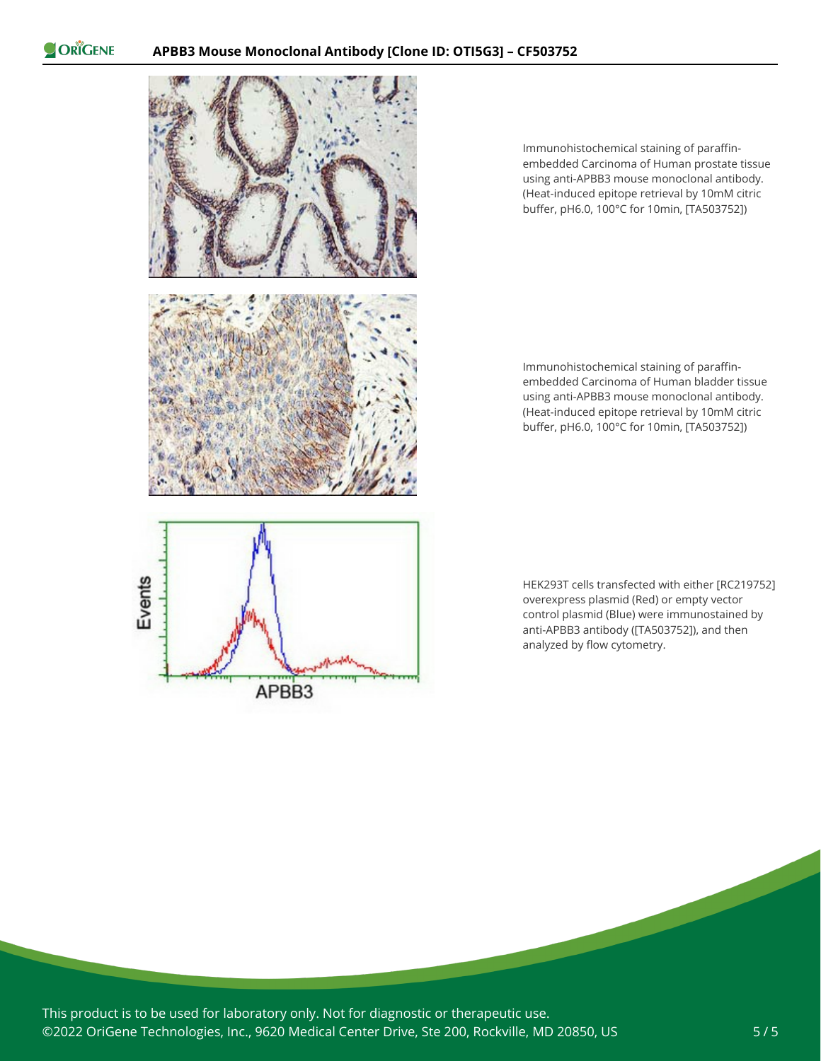Immunohistochemical staining of paraffin-embedded Carcinoma of Human prostate tissue using anti-APBB3 mouse monoclonal antibody. (Heat-induced epitope retrieval by 10mM citric buffer, pH6.0, 100°C for 10min, [TA503752])

Immunohistochemical staining of paraffin-embedded Carcinoma of Human bladder tissue using anti-APBB3 mouse monoclonal antibody. (Heat-induced epitope retrieval by 10mM citric buffer, pH6.0, 100°C for 10min, [TA503752])

Events

APBB3

HEK293T cells transfected with either [RC219752] overexpress plasmid (Red) or empty vector control plasmid (Blue) were immunostained by anti-APBB3 antibody ([TA503752]), and then analyzed by flow cytometry.

This product is to be used for laboratory only. Not for diagnostic or therapeutic use.
©2022 OriGene Technologies, Inc., 9620 Medical Center Drive, Ste 200, Rockville, MD 20850, US